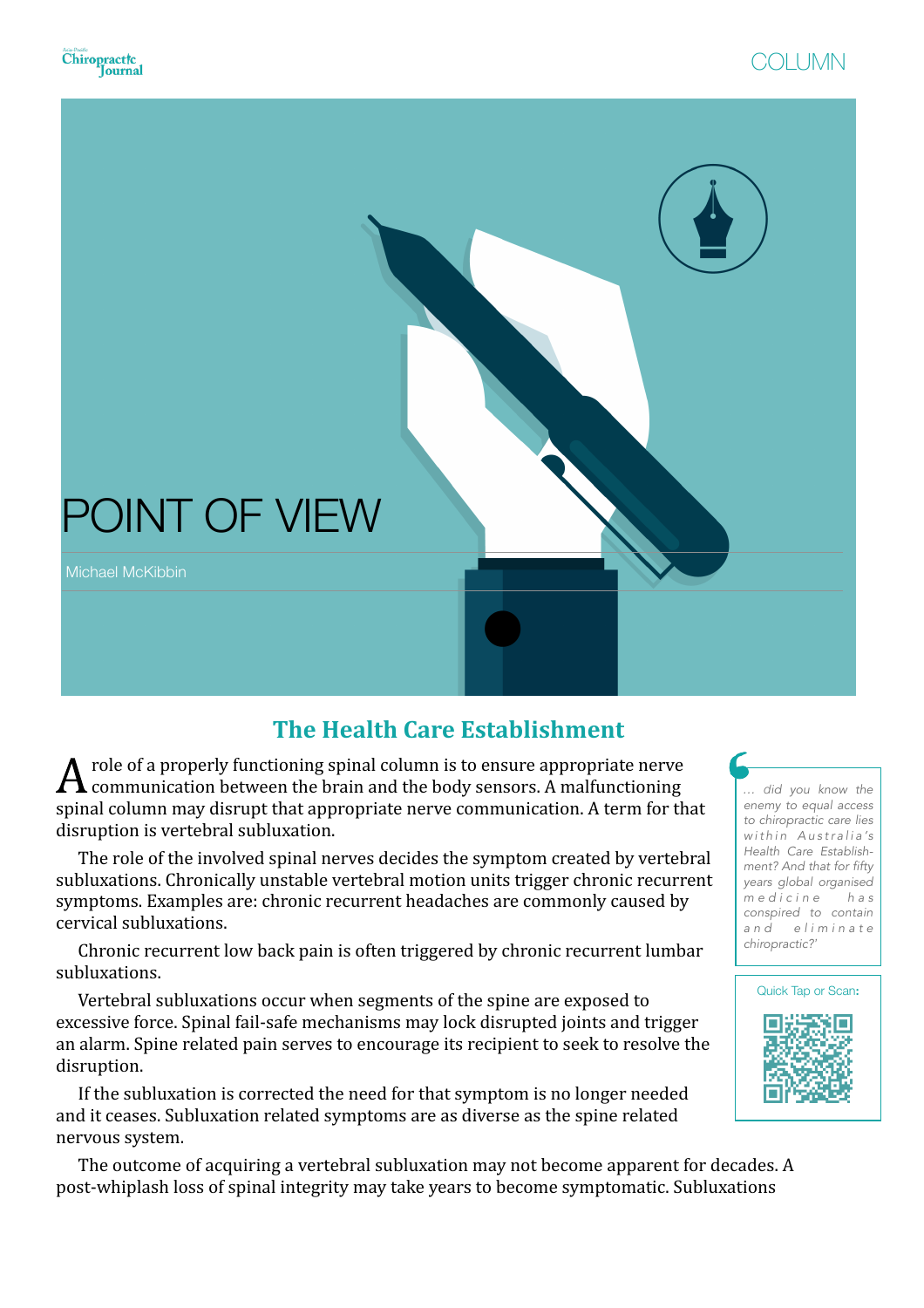# POINT OF VIEW

Michael McKibbin

## The Health Care Establishment

A role of a properly functioning spinal column is to ensure appropriate nerve communication between the brain and the body sensors. A malfunctioning spinal column may disrupt that appropriate nerve communication. A term for that disruption is vertebral subluxation.

The role of the involved spinal nerves decides the symptom created by vertebral subluxations. Chronically unstable vertebral motion units trigger chronic recurrent symptoms. Examples are: chronic recurrent headaches are commonly caused by cervical subluxations.

Chronic recurrent low back pain is often triggered by chronic recurrent lumbar subluxations.

Vertebral subluxations occur when segments of the spine are exposed to excessive force. Spinal fail-safe mechanisms may lock disrupted joints and trigger an alarm. Spine related pain serves to encourage its recipient to seek to resolve the disruption.

If the subluxation is corrected the need for that symptom is no longer needed and it ceases. Subluxation related symptoms are as diverse as the spine related nervous system.

> *… did you know the enemy to equal access to chiropractic care lies within Australia's Health Care Establishment? And that for fifty years global organised medicine has conspired to contain and eliminate chiropractic?'*

Quick Tap or Scan:

The outcome of acquiring a vertebral subluxation may not become apparent for decades. A post-whiplash loss of spinal integrity may take years to become symptomatic. Subluxations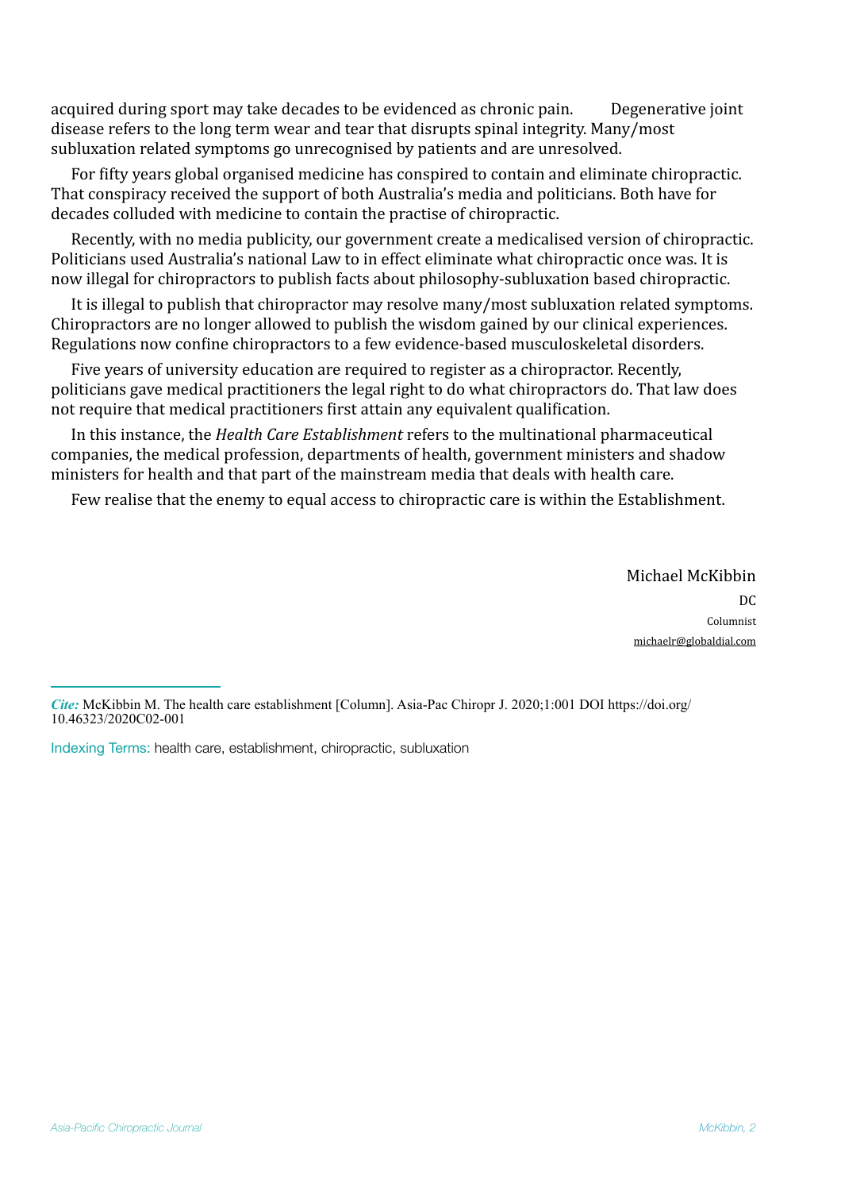acquired during sport may take decades to be evidenced as chronic pain. Degenerative joint disease refers to the long term wear and tear that disrupts spinal integrity. Many/most subluxation related symptoms go unrecognised by patients and are unresolved.

For fifty years global organised medicine has conspired to contain and eliminate chiropractic. That conspiracy received the support of both Australia's media and politicians. Both have for decades colluded with medicine to contain the practise of chiropractic.

Recently, with no media publicity, our government create a medicalised version of chiropractic. Politicians used Australia's national Law to in effect eliminate what chiropractic once was. It is now illegal for chiropractors to publish facts about philosophy-subluxation based chiropractic.

It is illegal to publish that chiropractor may resolve many/most subluxation related symptoms. Chiropractors are no longer allowed to publish the wisdom gained by our clinical experiences. Regulations now confine chiropractors to a few evidence-based musculoskeletal disorders.

Five years of university education are required to register as a chiropractor. Recently, politicians gave medical practitioners the legal right to do what chiropractors do. That law does not require that medical practitioners first attain any equivalent qualification.

In this instance, the *Health Care Establishment* refers to the multinational pharmaceutical companies, the medical profession, departments of health, government ministers and shadow ministers for health and that part of the mainstream media that deals with health care.

Few realise that the enemy to equal access to chiropractic care is within the Establishment.

Michael McKibbin

DC

Columnist

michaelr@globaldial.com

---

***Cite:*** McKibbin M. The health care establishment [Column]. Asia-Pac Chiropr J. 2020;1:001 DOI https://doi.org/10.46323/2020C02-001

Indexing Terms: health care, establishment, chiropractic, subluxation